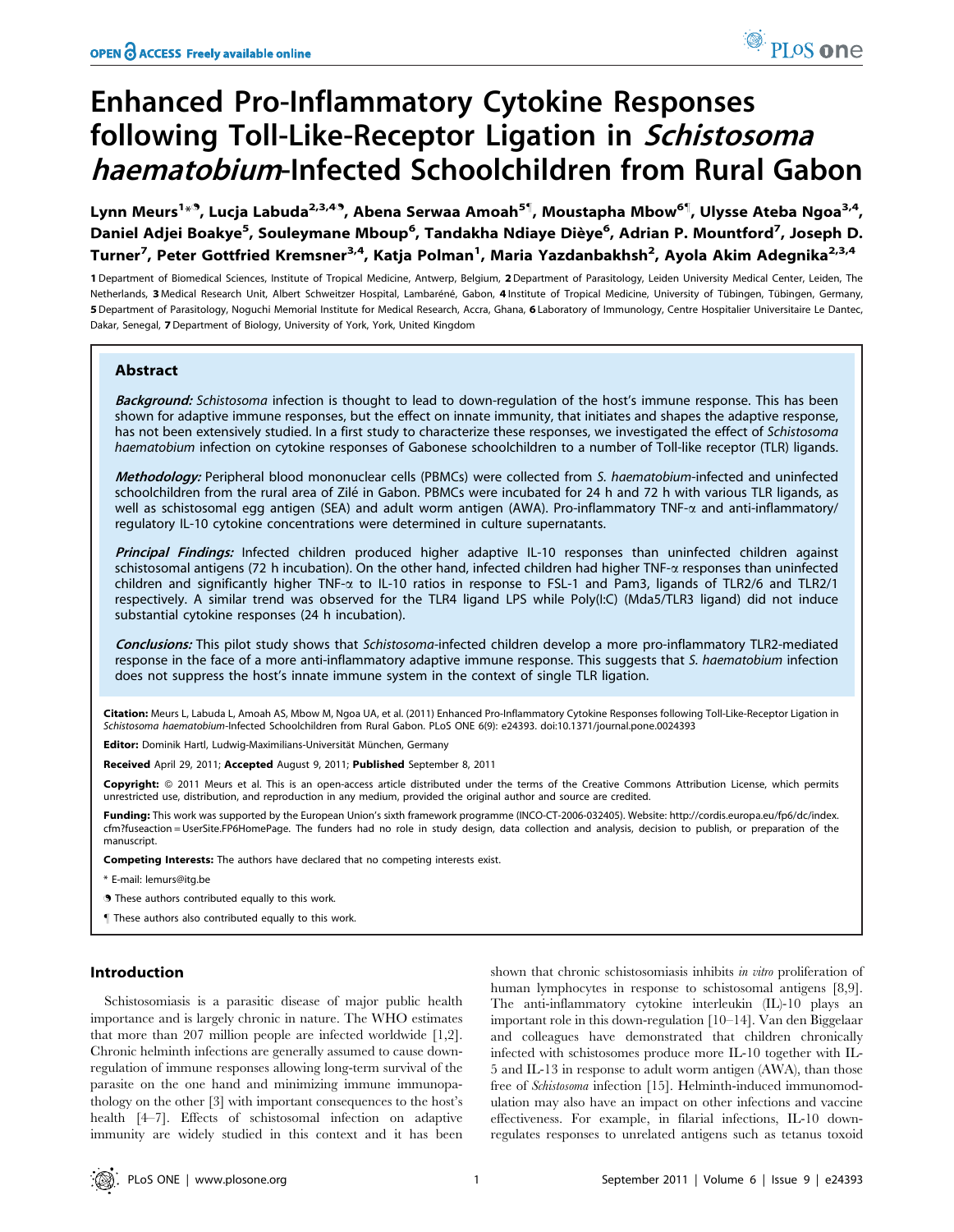# Enhanced Pro-Inflammatory Cytokine Responses following Toll-Like-Receptor Ligation in *Schistosoma haematobium*-Infected Schoolchildren from Rural Gabon

Lynn Meurs[1]*, Lucja Labuda[2,3,4], Abena Serwaa Amoah[5], Moustapha Mbow[6], Ulysse Ateba Ngoa[3,4], Daniel Adjei Boakye[5], Souleymane Mboup[6], Tandakha Ndiaye Dièye[6], Adrian P. Mountford[7], Joseph D. Turner[7], Peter Gottfried Kremsner[3,4], Katja Polman[1], Maria Yazdanbakhsh[2], Ayola Akim Adegnika[2,3,4]

1 Department of Biomedical Sciences, Institute of Tropical Medicine, Antwerp, Belgium, 2 Department of Parasitology, Leiden University Medical Center, Leiden, The Netherlands, 3 Medical Research Unit, Albert Schweitzer Hospital, Lambaréné, Gabon, 4 Institute of Tropical Medicine, University of Tübingen, Tübingen, Germany, 5 Department of Parasitology, Noguchi Memorial Institute for Medical Research, Accra, Ghana, 6 Laboratory of Immunology, Centre Hospitalier Universitaire Le Dantec, Dakar, Senegal, 7 Department of Biology, University of York, York, United Kingdom

## Abstract

***Background:*** *Schistosoma* infection is thought to lead to down-regulation of the host's immune response. This has been shown for adaptive immune responses, but the effect on innate immunity, that initiates and shapes the adaptive response, has not been extensively studied. In a first study to characterize these responses, we investigated the effect of *Schistosoma haematobium* infection on cytokine responses of Gabonese schoolchildren to a number of Toll-like receptor (TLR) ligands.

***Methodology:*** Peripheral blood mononuclear cells (PBMCs) were collected from *S. haematobium*-infected and uninfected schoolchildren from the rural area of Zilé in Gabon. PBMCs were incubated for 24 h and 72 h with various TLR ligands, as well as schistosomal egg antigen (SEA) and adult worm antigen (AWA). Pro-inflammatory TNF-$\alpha$ and anti-inflammatory/regulatory IL-10 cytokine concentrations were determined in culture supernatants.

***Principal Findings:*** Infected children produced higher adaptive IL-10 responses than uninfected children against schistosomal antigens (72 h incubation). On the other hand, infected children had higher TNF-$\alpha$ responses than uninfected children and significantly higher TNF-$\alpha$ to IL-10 ratios in response to FSL-1 and Pam3, ligands of TLR2/6 and TLR2/1 respectively. A similar trend was observed for the TLR4 ligand LPS while Poly(I:C) (Mda5/TLR3 ligand) did not induce substantial cytokine responses (24 h incubation).

***Conclusions:*** This pilot study shows that *Schistosoma*-infected children develop a more pro-inflammatory TLR2-mediated response in the face of a more anti-inflammatory adaptive immune response. This suggests that *S. haematobium* infection does not suppress the host's innate immune system in the context of single TLR ligation.

**Citation:** Meurs L, Labuda L, Amoah AS, Mbow M, Ngoa UA, et al. (2011) Enhanced Pro-Inflammatory Cytokine Responses following Toll-Like-Receptor Ligation in *Schistosoma haematobium*-Infected Schoolchildren from Rural Gabon. PLoS ONE 6(9): e24393. doi:10.1371/journal.pone.0024393

**Editor:** Dominik Hartl, Ludwig-Maximilians-Universität München, Germany

**Received** April 29, 2011; **Accepted** August 9, 2011; **Published** September 8, 2011

**Copyright:** © 2011 Meurs et al. This is an open-access article distributed under the terms of the Creative Commons Attribution License, which permits unrestricted use, distribution, and reproduction in any medium, provided the original author and source are credited.

**Funding:** This work was supported by the European Union's sixth framework programme (INCO-CT-2006-032405). Website: http://cordis.europa.eu/fp6/dc/index.cfm?fuseaction=UserSite.FP6HomePage. The funders had no role in study design, data collection and analysis, decision to publish, or preparation of the manuscript.

**Competing Interests:** The authors have declared that no competing interests exist.

* E-mail: lemurs@itg.be

These authors contributed equally to this work.

These authors also contributed equally to this work.

## Introduction

Schistosomiasis is a parasitic disease of major public health importance and is largely chronic in nature. The WHO estimates that more than 207 million people are infected worldwide [1,2]. Chronic helminth infections are generally assumed to cause down-regulation of immune responses allowing long-term survival of the parasite on the one hand and minimizing immune immunopathology on the other [3] with important consequences to the host's health [4–7]. Effects of schistosomal infection on adaptive immunity are widely studied in this context and it has been shown that chronic schistosomiasis inhibits *in vitro* proliferation of human lymphocytes in response to schistosomal antigens [8,9]. The anti-inflammatory cytokine interleukin (IL)-10 plays an important role in this down-regulation [10–14]. Van den Biggelaar and colleagues have demonstrated that children chronically infected with schistosomes produce more IL-10 together with IL-5 and IL-13 in response to adult worm antigen (AWA), than those free of *Schistosoma* infection [15]. Helminth-induced immunomodulation may also have an impact on other infections and vaccine effectiveness. For example, in filarial infections, IL-10 down-regulates responses to unrelated antigens such as tetanus toxoid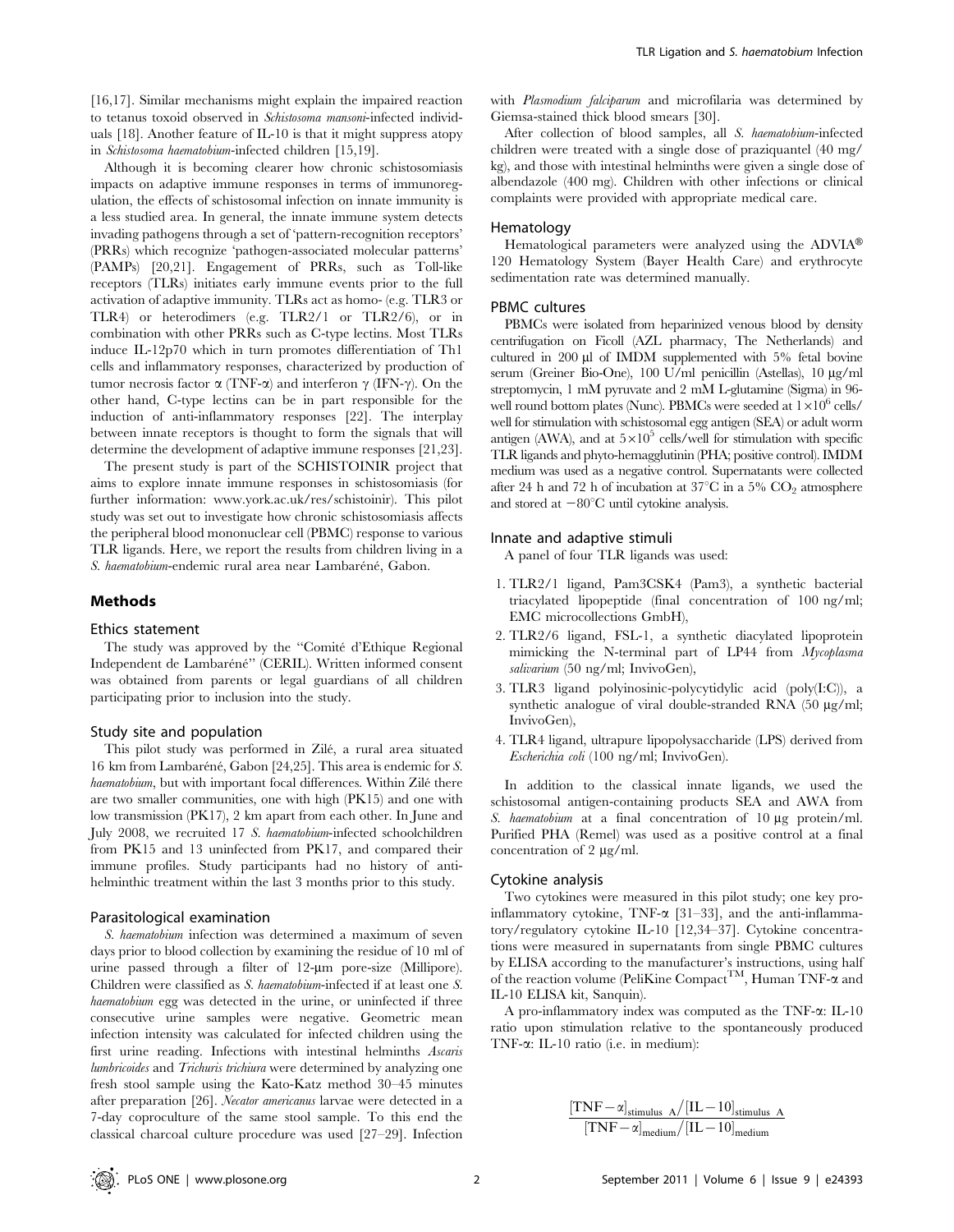[16,17]. Similar mechanisms might explain the impaired reaction to tetanus toxoid observed in *Schistosoma mansoni*-infected individuals [18]. Another feature of IL-10 is that it might suppress atopy in *Schistosoma haematobium*-infected children [15,19].

Although it is becoming clearer how chronic schistosomiasis impacts on adaptive immune responses in terms of immunoregulation, the effects of schistosomal infection on innate immunity is a less studied area. In general, the innate immune system detects invading pathogens through a set of 'pattern-recognition receptors' (PRRs) which recognize 'pathogen-associated molecular patterns' (PAMPs) [20,21]. Engagement of PRRs, such as Toll-like receptors (TLRs) initiates early immune events prior to the full activation of adaptive immunity. TLRs act as homo- (e.g. TLR3 or TLR4) or heterodimers (e.g. TLR2/1 or TLR2/6), or in combination with other PRRs such as C-type lectins. Most TLRs induce IL-12p70 which in turn promotes differentiation of Th1 cells and inflammatory responses, characterized by production of tumor necrosis factor α (TNF-α) and interferon γ (IFN-γ). On the other hand, C-type lectins can be in part responsible for the induction of anti-inflammatory responses [22]. The interplay between innate receptors is thought to form the signals that will determine the development of adaptive immune responses [21,23].

The present study is part of the SCHISTOINIR project that aims to explore innate immune responses in schistosomiasis (for further information: www.york.ac.uk/res/schistoinir). This pilot study was set out to investigate how chronic schistosomiasis affects the peripheral blood mononuclear cell (PBMC) response to various TLR ligands. Here, we report the results from children living in a *S. haematobium*-endemic rural area near Lambaréné, Gabon.

## Methods

### Ethics statement

The study was approved by the "Comité d'Ethique Regional Independent de Lambaréné" (CERIL). Written informed consent was obtained from parents or legal guardians of all children participating prior to inclusion into the study.

### Study site and population

This pilot study was performed in Zilé, a rural area situated 16 km from Lambaréné, Gabon [24,25]. This area is endemic for *S. haematobium*, but with important focal differences. Within Zilé there are two smaller communities, one with high (PK15) and one with low transmission (PK17), 2 km apart from each other. In June and July 2008, we recruited 17 *S. haematobium*-infected schoolchildren from PK15 and 13 uninfected from PK17, and compared their immune profiles. Study participants had no history of anti-helminthic treatment within the last 3 months prior to this study.

### Parasitological examination

*S. haematobium* infection was determined a maximum of seven days prior to blood collection by examining the residue of 10 ml of urine passed through a filter of 12-μm pore-size (Millipore). Children were classified as *S. haematobium*-infected if at least one *S. haematobium* egg was detected in the urine, or uninfected if three consecutive urine samples were negative. Geometric mean infection intensity was calculated for infected children using the first urine reading. Infections with intestinal helminths *Ascaris lumbricoides* and *Trichuris trichiura* were determined by analyzing one fresh stool sample using the Kato-Katz method 30–45 minutes after preparation [26]. *Necator americanus* larvae were detected in a 7-day coproculture of the same stool sample. To this end the classical charcoal culture procedure was used [27–29]. Infection with *Plasmodium falciparum* and microfilaria was determined by Giemsa-stained thick blood smears [30].

After collection of blood samples, all *S. haematobium*-infected children were treated with a single dose of praziquantel (40 mg/kg), and those with intestinal helminths were given a single dose of albendazole (400 mg). Children with other infections or clinical complaints were provided with appropriate medical care.

### Hematology

Hematological parameters were analyzed using the ADVIA® 120 Hematology System (Bayer Health Care) and erythrocyte sedimentation rate was determined manually.

### PBMC cultures

PBMCs were isolated from heparinized venous blood by density centrifugation on Ficoll (AZL pharmacy, The Netherlands) and cultured in 200 μl of IMDM supplemented with 5% fetal bovine serum (Greiner Bio-One), 100 U/ml penicillin (Astellas), 10 μg/ml streptomycin, 1 mM pyruvate and 2 mM L-glutamine (Sigma) in 96-well round bottom plates (Nunc). PBMCs were seeded at $1\times10^6$ cells/well for stimulation with schistosomal egg antigen (SEA) or adult worm antigen (AWA), and at $5\times10^5$ cells/well for stimulation with specific TLR ligands and phyto-hemagglutinin (PHA; positive control). IMDM medium was used as a negative control. Supernatants were collected after 24 h and 72 h of incubation at 37°C in a 5% $CO_2$ atmosphere and stored at −80°C until cytokine analysis.

### Innate and adaptive stimuli

A panel of four TLR ligands was used:

1. TLR2/1 ligand, Pam3CSK4 (Pam3), a synthetic bacterial triacylated lipopeptide (final concentration of 100 ng/ml; EMC microcollections GmbH),
2. TLR2/6 ligand, FSL-1, a synthetic diacylated lipoprotein mimicking the N-terminal part of LP44 from *Mycoplasma salivarium* (50 ng/ml; InvivoGen),
3. TLR3 ligand polyinosinic-polycytidylic acid (poly(I:C)), a synthetic analogue of viral double-stranded RNA (50 μg/ml; InvivoGen),
4. TLR4 ligand, ultrapure lipopolysaccharide (LPS) derived from *Escherichia coli* (100 ng/ml; InvivoGen).

In addition to the classical innate ligands, we used the schistosomal antigen-containing products SEA and AWA from *S. haematobium* at a final concentration of 10 μg protein/ml. Purified PHA (Remel) was used as a positive control at a final concentration of 2 μg/ml.

### Cytokine analysis

Two cytokines were measured in this pilot study; one key pro-inflammatory cytokine, TNF-α [31–33], and the anti-inflammatory/regulatory cytokine IL-10 [12,34–37]. Cytokine concentrations were measured in supernatants from single PBMC cultures by ELISA according to the manufacturer's instructions, using half of the reaction volume (PeliKine Compact™, Human TNF-α and IL-10 ELISA kit, Sanquin).

A pro-inflammatory index was computed as the TNF-α: IL-10 ratio upon stimulation relative to the spontaneously produced TNF-α: IL-10 ratio (i.e. in medium):

$$\frac{[\mathrm{TNF}-\alpha]_{\mathrm{stimulus\ A}}/[\mathrm{IL}-10]_{\mathrm{stimulus\ A}}}{[\mathrm{TNF}-\alpha]_{\mathrm{medium}}/[\mathrm{IL}-10]_{\mathrm{medium}}}$$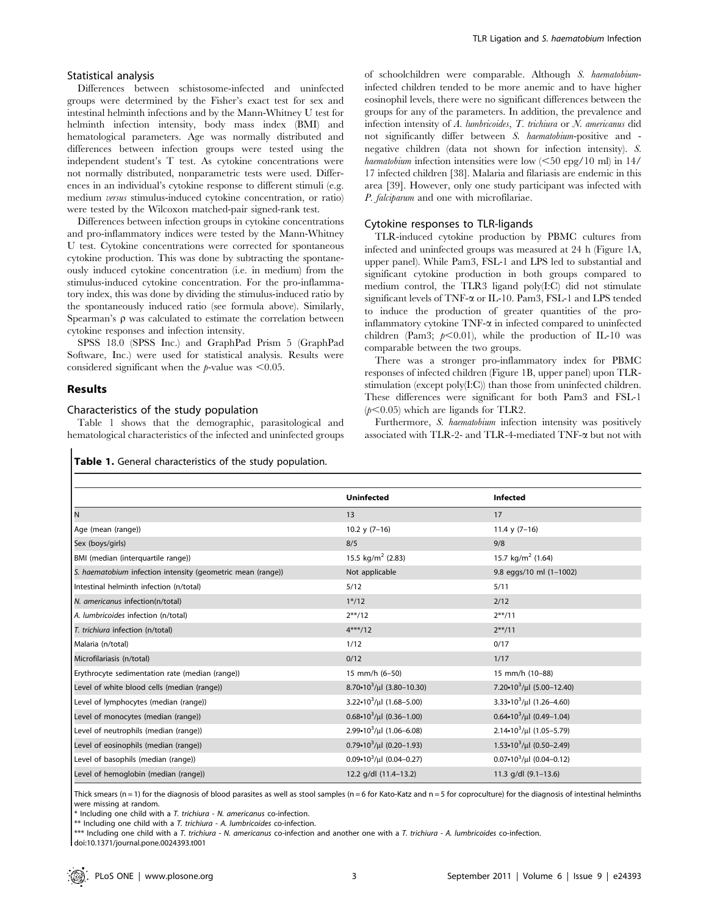### Statistical analysis

Differences between schistosome-infected and uninfected groups were determined by the Fisher's exact test for sex and intestinal helminth infections and by the Mann-Whitney U test for helminth infection intensity, body mass index (BMI) and hematological parameters. Age was normally distributed and differences between infection groups were tested using the independent student's T test. As cytokine concentrations were not normally distributed, nonparametric tests were used. Differences in an individual's cytokine response to different stimuli (e.g. medium *versus* stimulus-induced cytokine concentration, or ratio) were tested by the Wilcoxon matched-pair signed-rank test.

Differences between infection groups in cytokine concentrations and pro-inflammatory indices were tested by the Mann-Whitney U test. Cytokine concentrations were corrected for spontaneous cytokine production. This was done by subtracting the spontaneously induced cytokine concentration (i.e. in medium) from the stimulus-induced cytokine concentration. For the pro-inflammatory index, this was done by dividing the stimulus-induced ratio by the spontaneously induced ratio (see formula above). Similarly, Spearman's $\rho$ was calculated to estimate the correlation between cytokine responses and infection intensity.

SPSS 18.0 (SPSS Inc.) and GraphPad Prism 5 (GraphPad Software, Inc.) were used for statistical analysis. Results were considered significant when the $p$-value was $<0.05$.

## Results

### Characteristics of the study population

Table 1 shows that the demographic, parasitological and hematological characteristics of the infected and uninfected groups of schoolchildren were comparable. Although *S. haematobium*-infected children tended to be more anemic and to have higher eosinophil levels, there were no significant differences between the groups for any of the parameters. In addition, the prevalence and infection intensity of *A. lumbricoides*, *T. trichiura* or *N. americanus* did not significantly differ between *S. haematobium*-positive and -negative children (data not shown for infection intensity). *S. haematobium* infection intensities were low ($<50$ epg/10 ml) in 14/17 infected children [38]. Malaria and filariasis are endemic in this area [39]. However, only one study participant was infected with *P. falciparum* and one with microfilariae.

### Cytokine responses to TLR-ligands

TLR-induced cytokine production by PBMC cultures from infected and uninfected groups was measured at 24 h (Figure 1A, upper panel). While Pam3, FSL-1 and LPS led to substantial and significant cytokine production in both groups compared to medium control, the TLR3 ligand poly(I:C) did not stimulate significant levels of TNF-$\alpha$ or IL-10. Pam3, FSL-1 and LPS tended to induce the production of greater quantities of the pro-inflammatory cytokine TNF-$\alpha$ in infected compared to uninfected children (Pam3; $p<0.01$), while the production of IL-10 was comparable between the two groups.

There was a stronger pro-inflammatory index for PBMC responses of infected children (Figure 1B, upper panel) upon TLR-stimulation (except poly(I:C)) than those from uninfected children. These differences were significant for both Pam3 and FSL-1 ($p<0.05$) which are ligands for TLR2.

Furthermore, *S. haematobium* infection intensity was positively associated with TLR-2- and TLR-4-mediated TNF-$\alpha$ but not with

**Table 1.** General characteristics of the study population.

| | Uninfected | Infected |
|---|---|---|
| N | 13 | 17 |
| Age (mean (range)) | 10.2 y (7–16) | 11.4 y (7–16) |
| Sex (boys/girls) | 8/5 | 9/8 |
| BMI (median (interquartile range)) | 15.5 kg/m$^2$ (2.83) | 15.7 kg/m$^2$ (1.64) |
| *S. haematobium* infection intensity (geometric mean (range)) | Not applicable | 9.8 eggs/10 ml (1–1002) |
| Intestinal helminth infection (n/total) | 5/12 | 5/11 |
| *N. americanus* infection(n/total) | 1*/12 | 2/12 |
| *A. lumbricoides* infection (n/total) | 2**/12 | 2**/11 |
| *T. trichiura* infection (n/total) | 4***/12 | 2**/11 |
| Malaria (n/total) | 1/12 | 0/17 |
| Microfilariasis (n/total) | 0/12 | 1/17 |
| Erythrocyte sedimentation rate (median (range)) | 15 mm/h (6–50) | 15 mm/h (10–88) |
| Level of white blood cells (median (range)) | $8.70 \cdot 10^3$/µl (3.80–10.30) | $7.20 \cdot 10^3$/µl (5.00–12.40) |
| Level of lymphocytes (median (range)) | $3.22 \cdot 10^3$/µl (1.68–5.00) | $3.33 \cdot 10^3$/µl (1.26–4.60) |
| Level of monocytes (median (range)) | $0.68 \cdot 10^3$/µl (0.36–1.00) | $0.64 \cdot 10^3$/µl (0.49–1.04) |
| Level of neutrophils (median (range)) | $2.99 \cdot 10^3$/µl (1.06–6.08) | $2.14 \cdot 10^3$/µl (1.05–5.79) |
| Level of eosinophils (median (range)) | $0.79 \cdot 10^3$/µl (0.20–1.93) | $1.53 \cdot 10^3$/µl (0.50–2.49) |
| Level of basophils (median (range)) | $0.09 \cdot 10^3$/µl (0.04–0.27) | $0.07 \cdot 10^3$/µl (0.04–0.12) |
| Level of hemoglobin (median (range)) | 12.2 g/dl (11.4–13.2) | 11.3 g/dl (9.1–13.6) |

Thick smears (n = 1) for the diagnosis of blood parasites as well as stool samples (n = 6 for Kato-Katz and n = 5 for coproculture) for the diagnosis of intestinal helminths were missing at random.

\* Including one child with a *T. trichiura* - *N. americanus* co-infection.

** Including one child with a *T. trichiura* - *A. lumbricoides* co-infection.

*** Including one child with a *T. trichiura* - *N. americanus* co-infection and another one with a *T. trichiura* - *A. lumbricoides* co-infection.

doi:10.1371/journal.pone.0024393.t001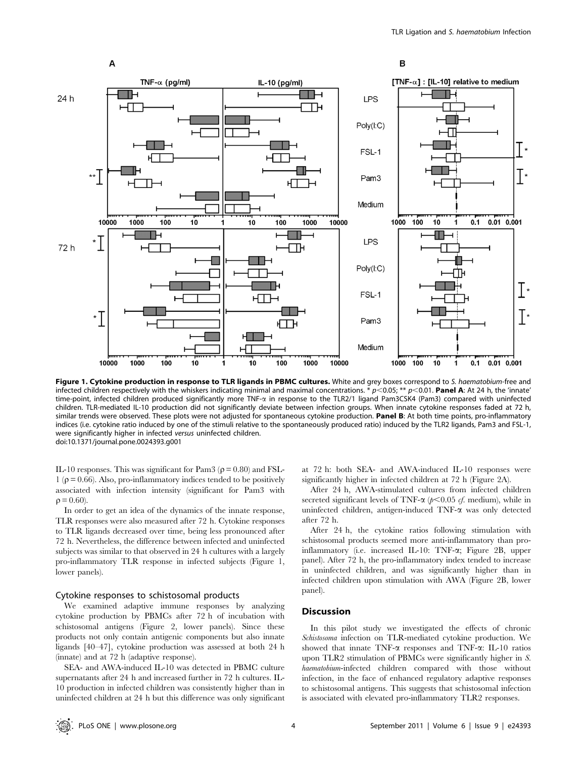**Figure 1. Cytokine production in response to TLR ligands in PBMC cultures.** White and grey boxes correspond to *S. haematobium*-free and infected children respectively with the whiskers indicating minimal and maximal concentrations. * $p<0.05$; ** $p<0.01$. **Panel A**: At 24 h, the 'innate' time-point, infected children produced significantly more TNF-α in response to the TLR2/1 ligand Pam3CSK4 (Pam3) compared with uninfected children. TLR-mediated IL-10 production did not significantly deviate between infection groups. When innate cytokine responses faded at 72 h, similar trends were observed. These plots were not adjusted for spontaneous cytokine production. **Panel B**: At both time points, pro-inflammatory indices (i.e. cytokine ratio induced by one of the stimuli relative to the spontaneously produced ratio) induced by the TLR2 ligands, Pam3 and FSL-1, were significantly higher in infected *versus* uninfected children.
doi:10.1371/journal.pone.0024393.g001

IL-10 responses. This was significant for Pam3 (ρ = 0.80) and FSL-1 (ρ = 0.66). Also, pro-inflammatory indices tended to be positively associated with infection intensity (significant for Pam3 with ρ = 0.60).

In order to get an idea of the dynamics of the innate response, TLR responses were also measured after 72 h. Cytokine responses to TLR ligands decreased over time, being less pronounced after 72 h. Nevertheless, the difference between infected and uninfected subjects was similar to that observed in 24 h cultures with a largely pro-inflammatory TLR response in infected subjects (Figure 1, lower panels).

### Cytokine responses to schistosomal products

We examined adaptive immune responses by analyzing cytokine production by PBMCs after 72 h of incubation with schistosomal antigens (Figure 2, lower panels). Since these products not only contain antigenic components but also innate ligands [40–47], cytokine production was assessed at both 24 h (innate) and at 72 h (adaptive response).

SEA- and AWA-induced IL-10 was detected in PBMC culture supernatants after 24 h and increased further in 72 h cultures. IL-10 production in infected children was consistently higher than in uninfected children at 24 h but this difference was only significant at 72 h: both SEA- and AWA-induced IL-10 responses were significantly higher in infected children at 72 h (Figure 2A).

After 24 h, AWA-stimulated cultures from infected children secreted significant levels of TNF-α ($p<0.05$ *cf.* medium), while in uninfected children, antigen-induced TNF-α was only detected after 72 h.

After 24 h, the cytokine ratios following stimulation with schistosomal products seemed more anti-inflammatory than pro-inflammatory (i.e. increased IL-10: TNF-α; Figure 2B, upper panel). After 72 h, the pro-inflammatory index tended to increase in uninfected children, and was significantly higher than in infected children upon stimulation with AWA (Figure 2B, lower panel).

## Discussion

In this pilot study we investigated the effects of chronic *Schistosoma* infection on TLR-mediated cytokine production. We showed that innate TNF-α responses and TNF-α: IL-10 ratios upon TLR2 stimulation of PBMCs were significantly higher in *S. haematobium*-infected children compared with those without infection, in the face of enhanced regulatory adaptive responses to schistosomal antigens. This suggests that schistosomal infection is associated with elevated pro-inflammatory TLR2 responses.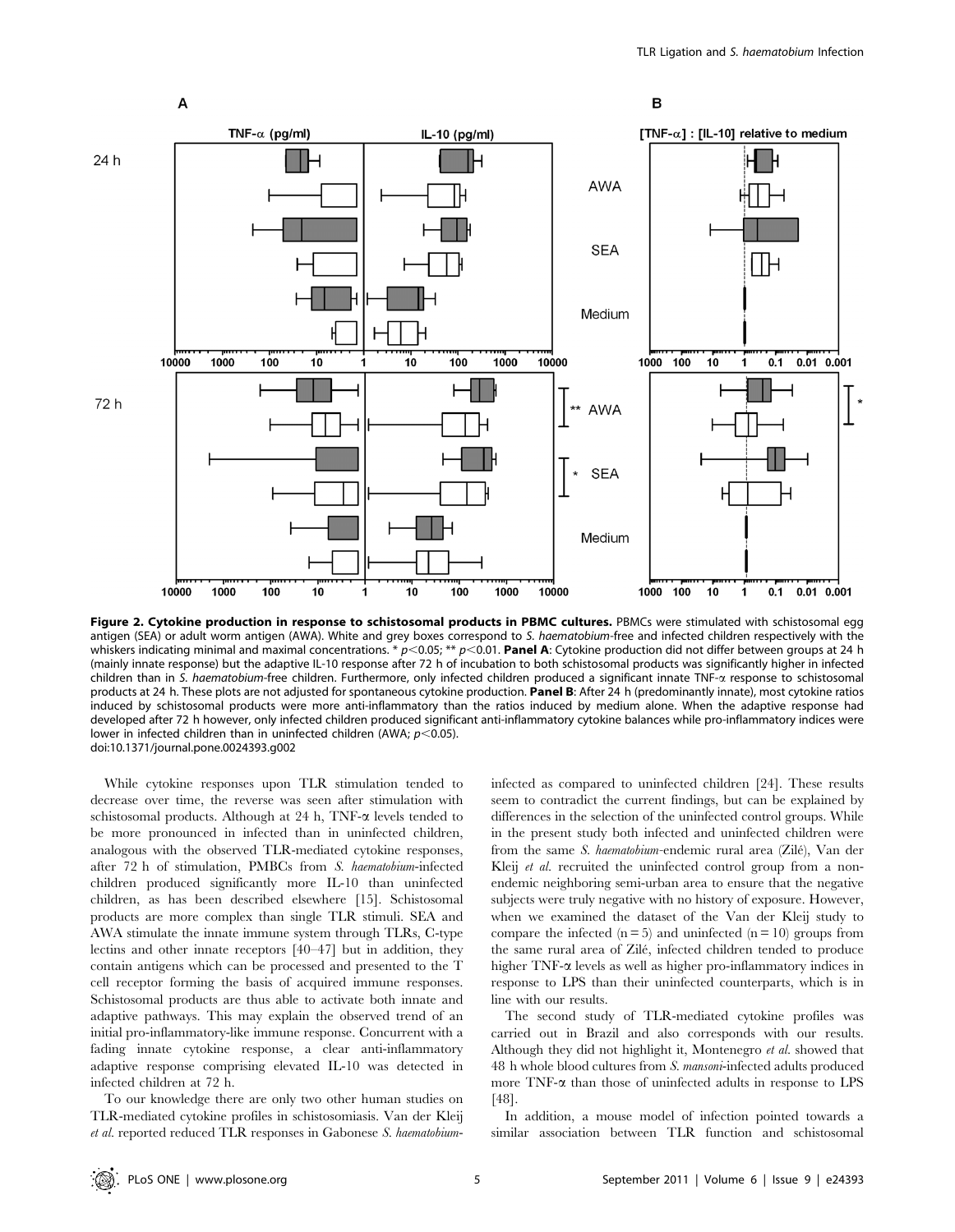**Figure 2. Cytokine production in response to schistosomal products in PBMC cultures.** PBMCs were stimulated with schistosomal egg antigen (SEA) or adult worm antigen (AWA). White and grey boxes correspond to *S. haematobium*-free and infected children respectively with the whiskers indicating minimal and maximal concentrations. * $p<0.05$; ** $p<0.01$. **Panel A**: Cytokine production did not differ between groups at 24 h (mainly innate response) but the adaptive IL-10 response after 72 h of incubation to both schistosomal products was significantly higher in infected children than in *S. haematobium*-free children. Furthermore, only infected children produced a significant innate TNF-α response to schistosomal products at 24 h. These plots are not adjusted for spontaneous cytokine production. **Panel B**: After 24 h (predominantly innate), most cytokine ratios induced by schistosomal products were more anti-inflammatory than the ratios induced by medium alone. When the adaptive response had developed after 72 h however, only infected children produced significant anti-inflammatory cytokine balances while pro-inflammatory indices were lower in infected children than in uninfected children (AWA; $p<0.05$).
doi:10.1371/journal.pone.0024393.g002

While cytokine responses upon TLR stimulation tended to decrease over time, the reverse was seen after stimulation with schistosomal products. Although at 24 h, TNF-α levels tended to be more pronounced in infected than in uninfected children, analogous with the observed TLR-mediated cytokine responses, after 72 h of stimulation, PMBCs from *S. haematobium*-infected children produced significantly more IL-10 than uninfected children, as has been described elsewhere [15]. Schistosomal products are more complex than single TLR stimuli. SEA and AWA stimulate the innate immune system through TLRs, C-type lectins and other innate receptors [40–47] but in addition, they contain antigens which can be processed and presented to the T cell receptor forming the basis of acquired immune responses. Schistosomal products are thus able to activate both innate and adaptive pathways. This may explain the observed trend of an initial pro-inflammatory-like immune response. Concurrent with a fading innate cytokine response, a clear anti-inflammatory adaptive response comprising elevated IL-10 was detected in infected children at 72 h.

To our knowledge there are only two other human studies on TLR-mediated cytokine profiles in schistosomiasis. Van der Kleij *et al.* reported reduced TLR responses in Gabonese *S. haematobium*-infected as compared to uninfected children [24]. These results seem to contradict the current findings, but can be explained by differences in the selection of the uninfected control groups. While in the present study both infected and uninfected children were from the same *S. haematobium*-endemic rural area (Zilé), Van der Kleij *et al.* recruited the uninfected control group from a non-endemic neighboring semi-urban area to ensure that the negative subjects were truly negative with no history of exposure. However, when we examined the dataset of the Van der Kleij study to compare the infected ($n=5$) and uninfected ($n=10$) groups from the same rural area of Zilé, infected children tended to produce higher TNF-α levels as well as higher pro-inflammatory indices in response to LPS than their uninfected counterparts, which is in line with our results.

The second study of TLR-mediated cytokine profiles was carried out in Brazil and also corresponds with our results. Although they did not highlight it, Montenegro *et al.* showed that 48 h whole blood cultures from *S. mansoni*-infected adults produced more TNF-α than those of uninfected adults in response to LPS [48].

In addition, a mouse model of infection pointed towards a similar association between TLR function and schistosomal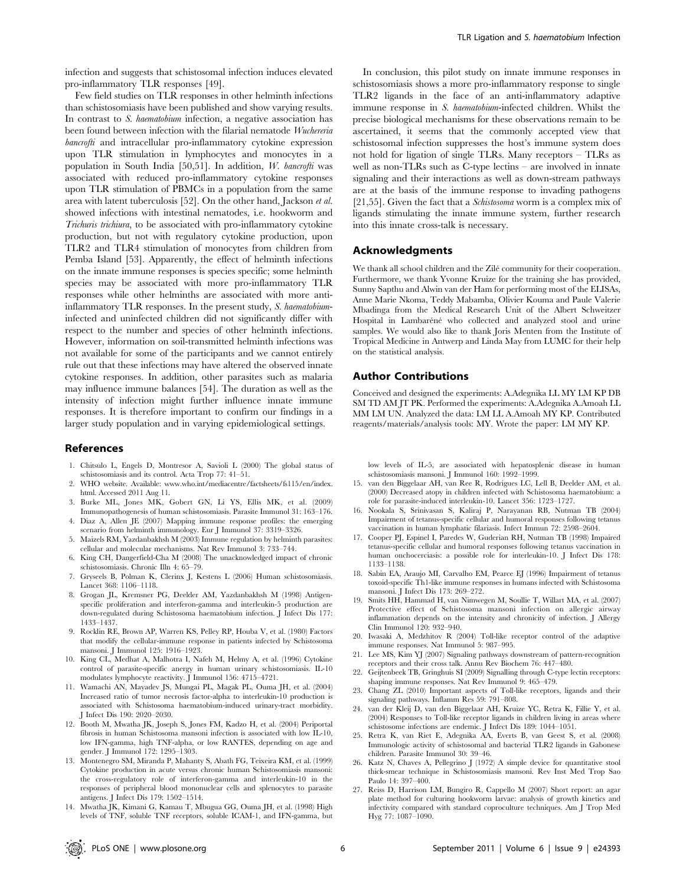infection and suggests that schistosomal infection induces elevated pro-inflammatory TLR responses [49].

Few field studies on TLR responses in other helminth infections than schistosomiasis have been published and show varying results. In contrast to *S. haematobium* infection, a negative association has been found between infection with the filarial nematode *Wuchereria bancrofti* and intracellular pro-inflammatory cytokine expression upon TLR stimulation in lymphocytes and monocytes in a population in South India [50,51]. In addition, *W. bancrofti* was associated with reduced pro-inflammatory cytokine responses upon TLR stimulation of PBMCs in a population from the same area with latent tuberculosis [52]. On the other hand, Jackson *et al.* showed infections with intestinal nematodes, i.e. hookworm and *Trichuris trichiura*, to be associated with pro-inflammatory cytokine production, but not with regulatory cytokine production, upon TLR2 and TLR4 stimulation of monocytes from children from Pemba Island [53]. Apparently, the effect of helminth infections on the innate immune responses is species specific; some helminth species may be associated with more pro-inflammatory TLR responses while other helminths are associated with more anti-inflammatory TLR responses. In the present study, *S. haematobium*-infected and uninfected children did not significantly differ with respect to the number and species of other helminth infections. However, information on soil-transmitted helminth infections was not available for some of the participants and we cannot entirely rule out that these infections may have altered the observed innate cytokine responses. In addition, other parasites such as malaria may influence immune balances [54]. The duration as well as the intensity of infection might further influence innate immune responses. It is therefore important to confirm our findings in a larger study population and in varying epidemiological settings.

In conclusion, this pilot study on innate immune responses in schistosomiasis shows a more pro-inflammatory response to single TLR2 ligands in the face of an anti-inflammatory adaptive immune response in *S. haematobium*-infected children. Whilst the precise biological mechanisms for these observations remain to be ascertained, it seems that the commonly accepted view that schistosomal infection suppresses the host's immune system does not hold for ligation of single TLRs. Many receptors – TLRs as well as non-TLRs such as C-type lectins – are involved in innate signaling and their interactions as well as down-stream pathways are at the basis of the immune response to invading pathogens [21,55]. Given the fact that a *Schistosoma* worm is a complex mix of ligands stimulating the innate immune system, further research into this innate cross-talk is necessary.

## Acknowledgments

We thank all school children and the Zilé community for their cooperation. Furthermore, we thank Yvonne Kruize for the training she has provided, Sunny Sapthu and Alwin van der Ham for performing most of the ELISAs, Anne Marie Nkoma, Teddy Mabamba, Olivier Kouma and Paule Valerie Mbadinga from the Medical Research Unit of the Albert Schweitzer Hospital in Lambaréné who collected and analyzed stool and urine samples. We would also like to thank Joris Menten from the Institute of Tropical Medicine in Antwerp and Linda May from LUMC for their help on the statistical analysis.

## Author Contributions

Conceived and designed the experiments: A.Adegnika LL MY LM KP DB SM TD AM JT PK. Performed the experiments: A.Adegnika A.Amoah LL MM LM UN. Analyzed the data: LM LL A.Amoah MY KP. Contributed reagents/materials/analysis tools: MY. Wrote the paper: LM MY KP.

## References

1. Chitsulo L, Engels D, Montresor A, Savioli L (2000) The global status of schistosomiasis and its control. Acta Trop 77: 41–51.
2. WHO website. Available: www.who.int/mediacentre/factsheets/fs115/en/index.html. Accessed 2011 Aug 11.
3. Burke ML, Jones MK, Gobert GN, Li YS, Ellis MK, et al. (2009) Immunopathogenesis of human schistosomiasis. Parasite Immunol 31: 163–176.
4. Diaz A, Allen JE (2007) Mapping immune response profiles: the emerging scenario from helminth immunology. Eur J Immunol 37: 3319–3326.
5. Maizels RM, Yazdanbakhsh M (2003) Immune regulation by helminth parasites: cellular and molecular mechanisms. Nat Rev Immunol 3: 733–744.
6. King CH, Dangerfield-Cha M (2008) The unacknowledged impact of chronic schistosomiasis. Chronic Illn 4: 65–79.
7. Gryseels B, Polman K, Clerinx J, Kestens L (2006) Human schistosomiasis. Lancet 368: 1106–1118.
8. Grogan JL, Kremsner PG, Deelder AM, Yazdanbakhsh M (1998) Antigen-specific proliferation and interferon-gamma and interleukin-5 production are down-regulated during Schistosoma haematobium infection. J Infect Dis 177: 1433–1437.
9. Rocklin RE, Brown AP, Warren KS, Pelley RP, Houba V, et al. (1980) Factors that modify the cellular-immune response in patients infected by Schistosoma mansoni. J Immunol 125: 1916–1923.
10. King CL, Medhat A, Malhotra I, Nafeh M, Helmy A, et al. (1996) Cytokine control of parasite-specific anergy in human urinary schistosomiasis. IL-10 modulates lymphocyte reactivity. J Immunol 156: 4715–4721.
11. Wamachi AN, Mayadev JS, Mungai PL, Magak PL, Ouma JH, et al. (2004) Increased ratio of tumor necrosis factor-alpha to interleukin-10 production is associated with Schistosoma haematobium-induced urinary-tract morbidity. J Infect Dis 190: 2020–2030.
12. Booth M, Mwatha JK, Joseph S, Jones FM, Kadzo H, et al. (2004) Periportal fibrosis in human Schistosoma mansoni infection is associated with low IL-10, low IFN-gamma, high TNF-alpha, or low RANTES, depending on age and gender. J Immunol 172: 1295–1303.
13. Montenegro SM, Miranda P, Mahanty S, Abath FG, Teixeira KM, et al. (1999) Cytokine production in acute versus chronic human Schistosomiasis mansoni: the cross-regulatory role of interferon-gamma and interleukin-10 in the responses of peripheral blood mononuclear cells and splenocytes to parasite antigens. J Infect Dis 179: 1502–1514.
14. Mwatha JK, Kimani G, Kamau T, Mbugua GG, Ouma JH, et al. (1998) High levels of TNF, soluble TNF receptors, soluble ICAM-1, and IFN-gamma, but low levels of IL-5, are associated with hepatosplenic disease in human schistosomiasis mansoni. J Immunol 160: 1992–1999.
15. van den Biggelaar AH, van Ree R, Rodrigues LC, Lell B, Deelder AM, et al. (2000) Decreased atopy in children infected with Schistosoma haematobium: a role for parasite-induced interleukin-10. Lancet 356: 1723–1727.
16. Nookala S, Srinivasan S, Kaliraj P, Narayanan RB, Nutman TB (2004) Impairment of tetanus-specific cellular and humoral responses following tetanus vaccination in human lymphatic filariasis. Infect Immun 72: 2598–2604.
17. Cooper PJ, Espinel I, Paredes W, Guderian RH, Nutman TB (1998) Impaired tetanus-specific cellular and humoral responses following tetanus vaccination in human onchocerciasis: a possible role for interleukin-10. J Infect Dis 178: 1133–1138.
18. Sabin EA, Araujo MI, Carvalho EM, Pearce EJ (1996) Impairment of tetanus toxoid-specific Th1-like immune responses in humans infected with Schistosoma mansoni. J Infect Dis 173: 269–272.
19. Smits HH, Hammad H, van Nimwegen M, Soullie T, Willart MA, et al. (2007) Protective effect of Schistosoma mansoni infection on allergic airway inflammation depends on the intensity and chronicity of infection. J Allergy Clin Immunol 120: 932–940.
20. Iwasaki A, Medzhitov R (2004) Toll-like receptor control of the adaptive immune responses. Nat Immunol 5: 987–995.
21. Lee MS, Kim YJ (2007) Signaling pathways downstream of pattern-recognition receptors and their cross talk. Annu Rev Biochem 76: 447–480.
22. Geijtenbeek TB, Gringhuis SI (2009) Signalling through C-type lectin receptors: shaping immune responses. Nat Rev Immunol 9: 465–479.
23. Chang ZL (2010) Important aspects of Toll-like receptors, ligands and their signaling pathways. Inflamm Res 59: 791–808.
24. van der Kleij D, van den Biggelaar AH, Kruize YC, Retra K, Fillie Y, et al. (2004) Responses to Toll-like receptor ligands in children living in areas where schistosome infections are endemic. J Infect Dis 189: 1044–1051.
25. Retra K, van Riet E, Adegnika AA, Everts B, van Geest S, et al. (2008) Immunologic activity of schistosomal and bacterial TLR2 ligands in Gabonese children. Parasite Immunol 30: 39–46.
26. Katz N, Chaves A, Pellegrino J (1972) A simple device for quantitative stool thick-smear technique in Schistosomiasis mansoni. Rev Inst Med Trop Sao Paulo 14: 397–400.
27. Reiss D, Harrison LM, Bungiro R, Cappello M (2007) Short report: an agar plate method for culturing hookworm larvae: analysis of growth kinetics and infectivity compared with standard coproculture techniques. Am J Trop Med Hyg 77: 1087–1090.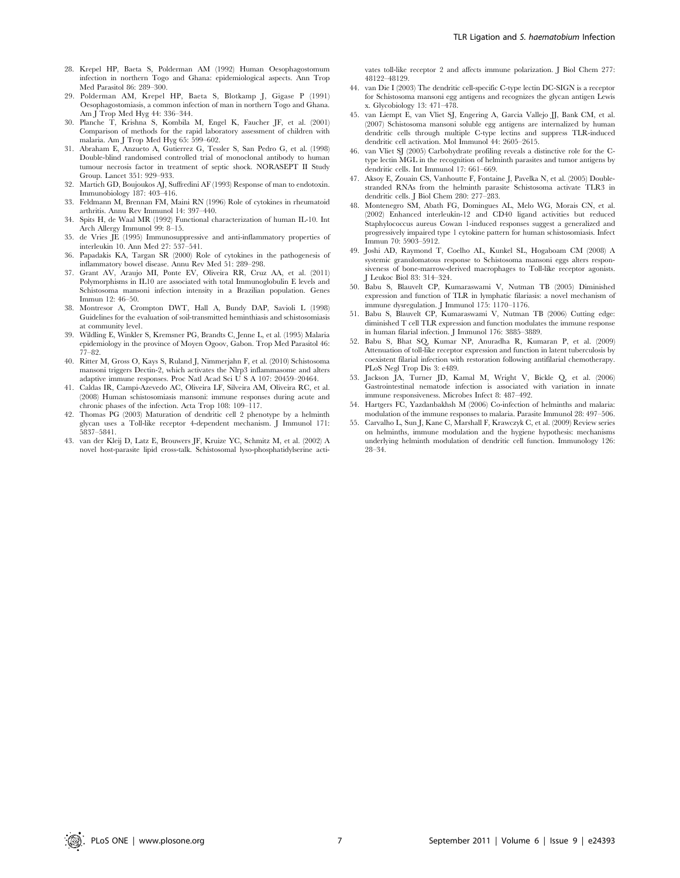28. Krepel HP, Baeta S, Polderman AM (1992) Human Oesophagostomum infection in northern Togo and Ghana: epidemiological aspects. Ann Trop Med Parasitol 86: 289–300.
29. Polderman AM, Krepel HP, Baeta S, Blotkamp J, Gigase P (1991) Oesophagostomiasis, a common infection of man in northern Togo and Ghana. Am J Trop Med Hyg 44: 336–344.
30. Planche T, Krishna S, Kombila M, Engel K, Faucher JF, et al. (2001) Comparison of methods for the rapid laboratory assessment of children with malaria. Am J Trop Med Hyg 65: 599–602.
31. Abraham E, Anzueto A, Gutierrez G, Tessler S, San Pedro G, et al. (1998) Double-blind randomised controlled trial of monoclonal antibody to human tumour necrosis factor in treatment of septic shock. NORASEPT II Study Group. Lancet 351: 929–933.
32. Martich GD, Boujoukos AJ, Suffredini AF (1993) Response of man to endotoxin. Immunobiology 187: 403–416.
33. Feldmann M, Brennan FM, Maini RN (1996) Role of cytokines in rheumatoid arthritis. Annu Rev Immunol 14: 397–440.
34. Spits H, de Waal MR (1992) Functional characterization of human IL-10. Int Arch Allergy Immunol 99: 8–15.
35. de Vries JE (1995) Immunosuppressive and anti-inflammatory properties of interleukin 10. Ann Med 27: 537–541.
36. Papadakis KA, Targan SR (2000) Role of cytokines in the pathogenesis of inflammatory bowel disease. Annu Rev Med 51: 289–298.
37. Grant AV, Araujo MI, Ponte EV, Oliveira RR, Cruz AA, et al. (2011) Polymorphisms in IL10 are associated with total Immunoglobulin E levels and Schistosoma mansoni infection intensity in a Brazilian population. Genes Immun 12: 46–50.
38. Montresor A, Crompton DWT, Hall A, Bundy DAP, Savioli L (1998) Guidelines for the evaluation of soil-transmitted heminthiasis and schistosomiasis at community level.
39. Wildling E, Winkler S, Kremsner PG, Brandts C, Jenne L, et al. (1995) Malaria epidemiology in the province of Moyen Ogoov, Gabon. Trop Med Parasitol 46: 77–82.
40. Ritter M, Gross O, Kays S, Ruland J, Nimmerjahn F, et al. (2010) Schistosoma mansoni triggers Dectin-2, which activates the Nlrp3 inflammasome and alters adaptive immune responses. Proc Natl Acad Sci U S A 107: 20459–20464.
41. Caldas IR, Campi-Azevedo AC, Oliveira LF, Silveira AM, Oliveira RC, et al. (2008) Human schistosomiasis mansoni: immune responses during acute and chronic phases of the infection. Acta Trop 108: 109–117.
42. Thomas PG (2003) Maturation of dendritic cell 2 phenotype by a helminth glycan uses a Toll-like receptor 4-dependent mechanism. J Immunol 171: 5837–5841.
43. van der Kleij D, Latz E, Brouwers JF, Kruize YC, Schmitz M, et al. (2002) A novel host-parasite lipid cross-talk. Schistosomal lyso-phosphatidylserine activates toll-like receptor 2 and affects immune polarization. J Biol Chem 277: 48122–48129.
44. van Die I (2003) The dendritic cell-specific C-type lectin DC-SIGN is a receptor for Schistosoma mansoni egg antigens and recognizes the glycan antigen Lewis x. Glycobiology 13: 471–478.
45. van Liempt E, van Vliet SJ, Engering A, Garcia Vallejo JJ, Bank CM, et al. (2007) Schistosoma mansoni soluble egg antigens are internalized by human dendritic cells through multiple C-type lectins and suppress TLR-induced dendritic cell activation. Mol Immunol 44: 2605–2615.
46. van Vliet SJ (2005) Carbohydrate profiling reveals a distinctive role for the C-type lectin MGL in the recognition of helminth parasites and tumor antigens by dendritic cells. Int Immunol 17: 661–669.
47. Aksoy E, Zouain CS, Vanhoutte F, Fontaine J, Pavelka N, et al. (2005) Double-stranded RNAs from the helminth parasite Schistosoma activate TLR3 in dendritic cells. J Biol Chem 280: 277–283.
48. Montenegro SM, Abath FG, Domingues AL, Melo WG, Morais CN, et al. (2002) Enhanced interleukin-12 and CD40 ligand activities but reduced Staphylococcus aureus Cowan 1-induced responses suggest a generalized and progressively impaired type 1 cytokine pattern for human schistosomiasis. Infect Immun 70: 5903–5912.
49. Joshi AD, Raymond T, Coelho AL, Kunkel SL, Hogaboam CM (2008) A systemic granulomatous response to Schistosoma mansoni eggs alters responsiveness of bone-marrow-derived macrophages to Toll-like receptor agonists. J Leukoc Biol 83: 314–324.
50. Babu S, Blauvelt CP, Kumaraswami V, Nutman TB (2005) Diminished expression and function of TLR in lymphatic filariasis: a novel mechanism of immune dysregulation. J Immunol 175: 1170–1176.
51. Babu S, Blauvelt CP, Kumaraswami V, Nutman TB (2006) Cutting edge: diminished T cell TLR expression and function modulates the immune response in human filarial infection. J Immunol 176: 3885–3889.
52. Babu S, Bhat SQ, Kumar NP, Anuradha R, Kumaran P, et al. (2009) Attenuation of toll-like receptor expression and function in latent tuberculosis by coexistent filarial infection with restoration following antifilarial chemotherapy. PLoS Negl Trop Dis 3: e489.
53. Jackson JA, Turner JD, Kamal M, Wright V, Bickle Q, et al. (2006) Gastrointestinal nematode infection is associated with variation in innate immune responsiveness. Microbes Infect 8: 487–492.
54. Hartgers FC, Yazdanbakhsh M (2006) Co-infection of helminths and malaria: modulation of the immune responses to malaria. Parasite Immunol 28: 497–506.
55. Carvalho L, Sun J, Kane C, Marshall F, Krawczyk C, et al. (2009) Review series on helminths, immune modulation and the hygiene hypothesis: mechanisms underlying helminth modulation of dendritic cell function. Immunology 126: 28–34.